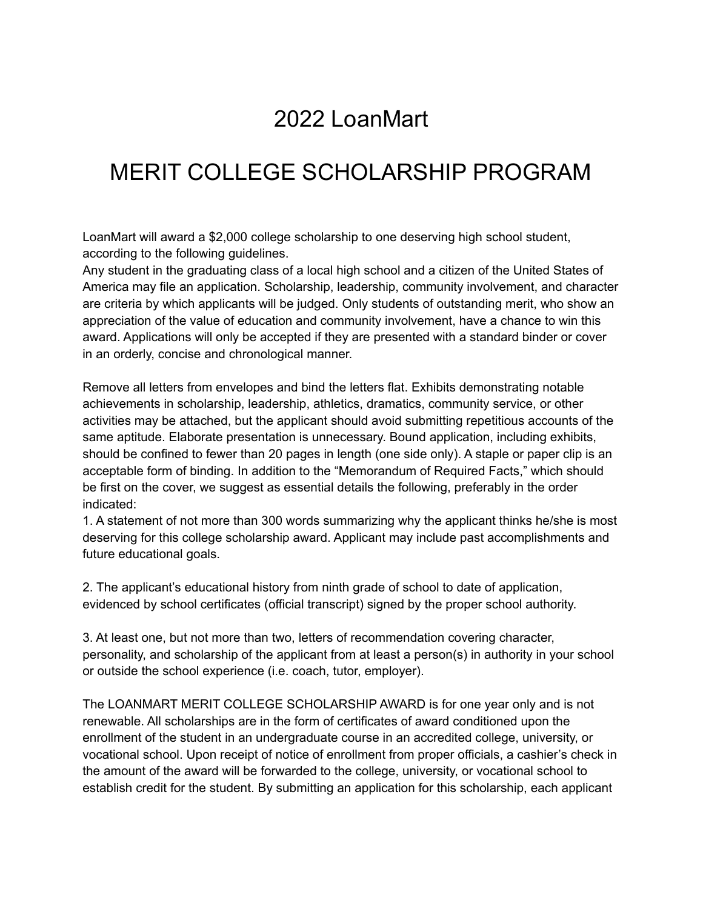# 2022 LoanMart

# MERIT COLLEGE SCHOLARSHIP PROGRAM

LoanMart will award a $2,000 college scholarship to one deserving high school student, according to the following guidelines.
Any student in the graduating class of a local high school and a citizen of the United States of America may file an application. Scholarship, leadership, community involvement, and character are criteria by which applicants will be judged. Only students of outstanding merit, who show an appreciation of the value of education and community involvement, have a chance to win this award. Applications will only be accepted if they are presented with a standard binder or cover in an orderly, concise and chronological manner.

Remove all letters from envelopes and bind the letters flat. Exhibits demonstrating notable achievements in scholarship, leadership, athletics, dramatics, community service, or other activities may be attached, but the applicant should avoid submitting repetitious accounts of the same aptitude. Elaborate presentation is unnecessary. Bound application, including exhibits, should be confined to fewer than 20 pages in length (one side only). A staple or paper clip is an acceptable form of binding. In addition to the "Memorandum of Required Facts," which should be first on the cover, we suggest as essential details the following, preferably in the order indicated:

1. A statement of not more than 300 words summarizing why the applicant thinks he/she is most deserving for this college scholarship award. Applicant may include past accomplishments and future educational goals.

2. The applicant's educational history from ninth grade of school to date of application, evidenced by school certificates (official transcript) signed by the proper school authority.

3. At least one, but not more than two, letters of recommendation covering character, personality, and scholarship of the applicant from at least a person(s) in authority in your school or outside the school experience (i.e. coach, tutor, employer).

The LOANMART MERIT COLLEGE SCHOLARSHIP AWARD is for one year only and is not renewable. All scholarships are in the form of certificates of award conditioned upon the enrollment of the student in an undergraduate course in an accredited college, university, or vocational school. Upon receipt of notice of enrollment from proper officials, a cashier's check in the amount of the award will be forwarded to the college, university, or vocational school to establish credit for the student. By submitting an application for this scholarship, each applicant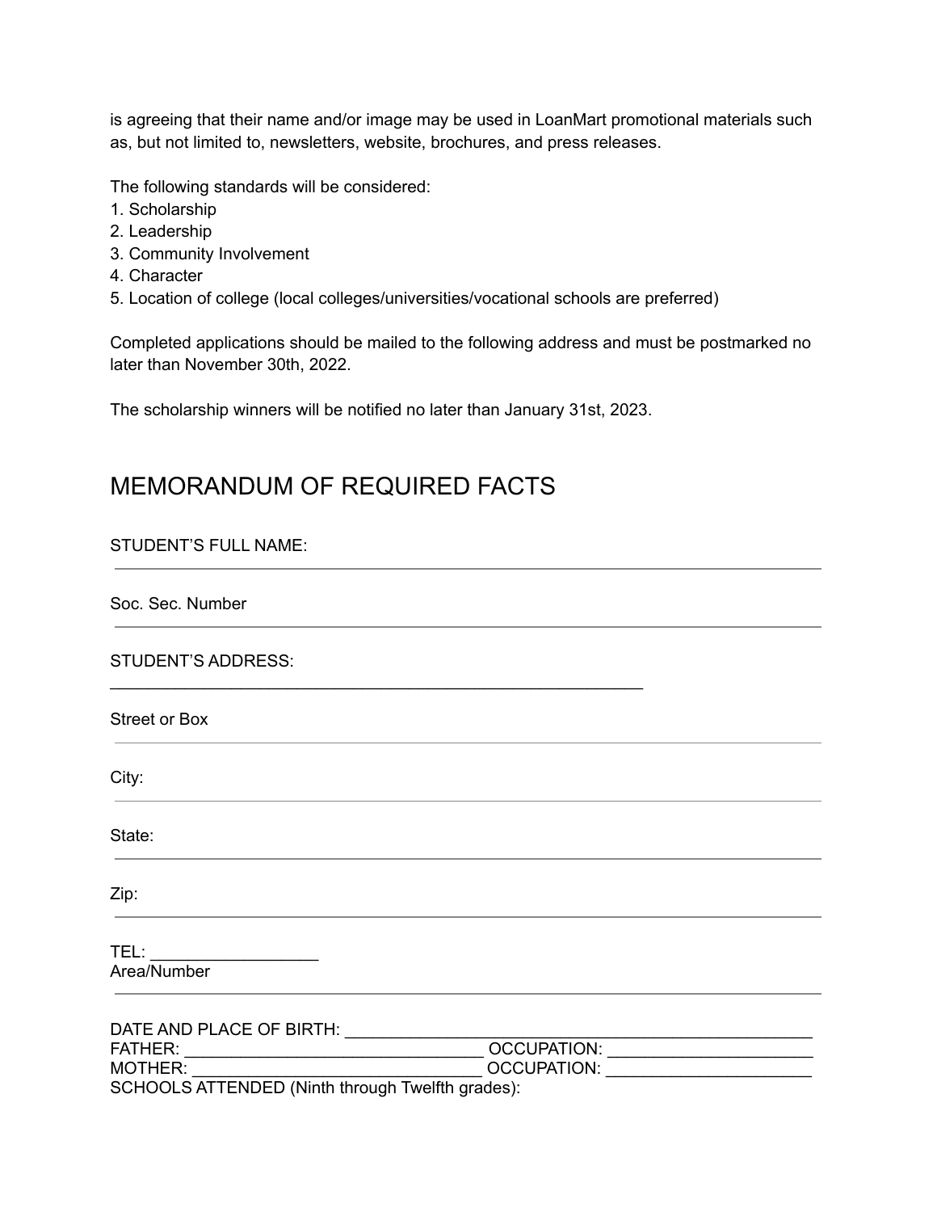is agreeing that their name and/or image may be used in LoanMart promotional materials such as, but not limited to, newsletters, website, brochures, and press releases.

The following standards will be considered:

1. Scholarship
2. Leadership
3. Community Involvement
4. Character
5. Location of college (local colleges/universities/vocational schools are preferred)

Completed applications should be mailed to the following address and must be postmarked no later than November 30th, 2022.

The scholarship winners will be notified no later than January 31st, 2023.

## MEMORANDUM OF REQUIRED FACTS

STUDENT'S FULL NAME:

---

Soc. Sec. Number

---

STUDENT'S ADDRESS:
____________________________________________________________

Street or Box

---

City:

---

State:

---

Zip:

---

TEL: __________________
Area/Number

---

DATE AND PLACE OF BIRTH: ___________________________________________________
FATHER: ________________________________ OCCUPATION: ______________________
MOTHER: ________________________________ OCCUPATION: ______________________
SCHOOLS ATTENDED (Ninth through Twelfth grades):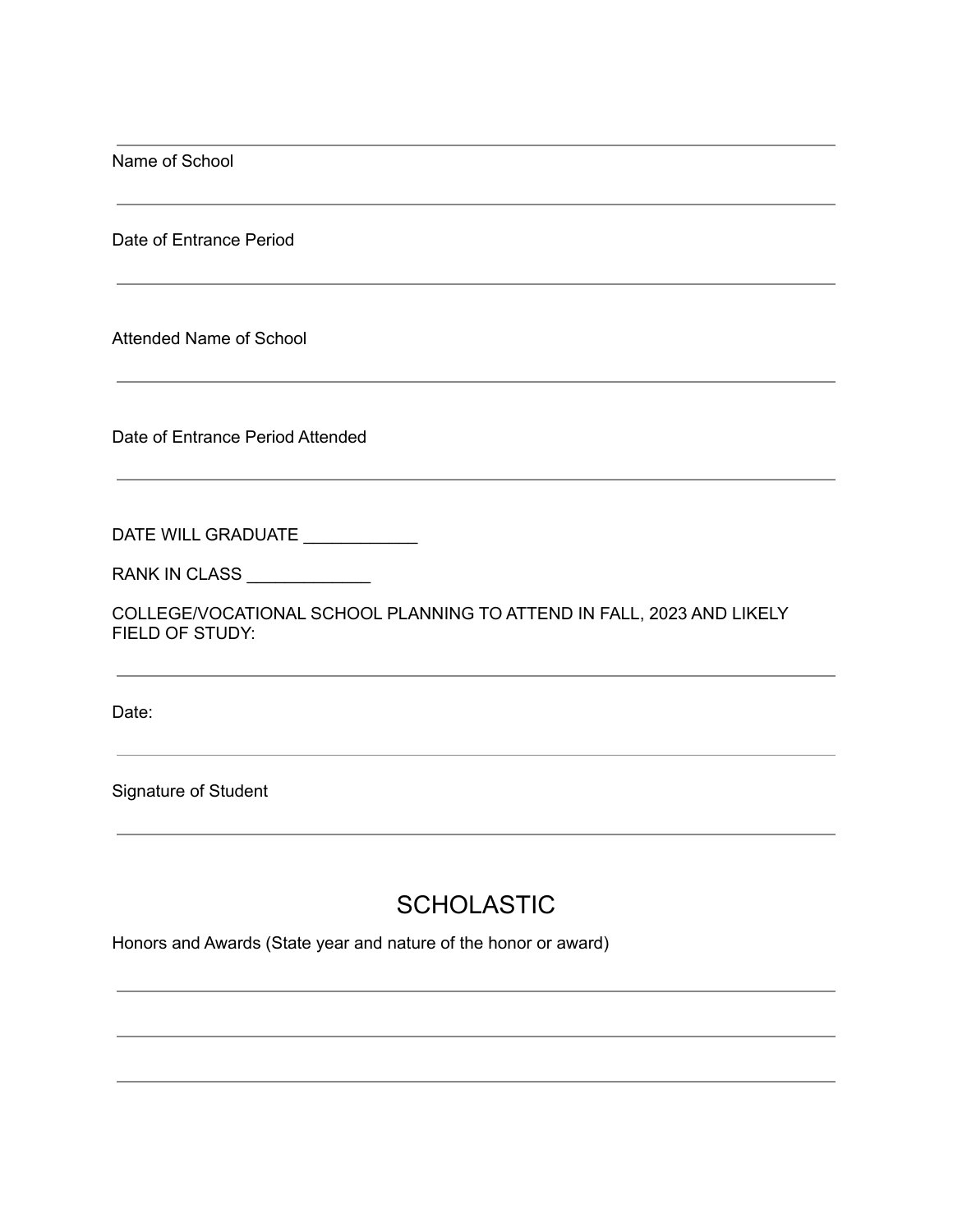______________________________________________________________________

Name of School

______________________________________________________________________

Date of Entrance Period

______________________________________________________________________

Attended Name of School

______________________________________________________________________

Date of Entrance Period Attended

______________________________________________________________________

DATE WILL GRADUATE ____________

RANK IN CLASS _____________

COLLEGE/VOCATIONAL SCHOOL PLANNING TO ATTEND IN FALL, 2023 AND LIKELY FIELD OF STUDY:

______________________________________________________________________

Date:

______________________________________________________________________

Signature of Student

______________________________________________________________________

## SCHOLASTIC

Honors and Awards (State year and nature of the honor or award)

______________________________________________________________________

______________________________________________________________________

______________________________________________________________________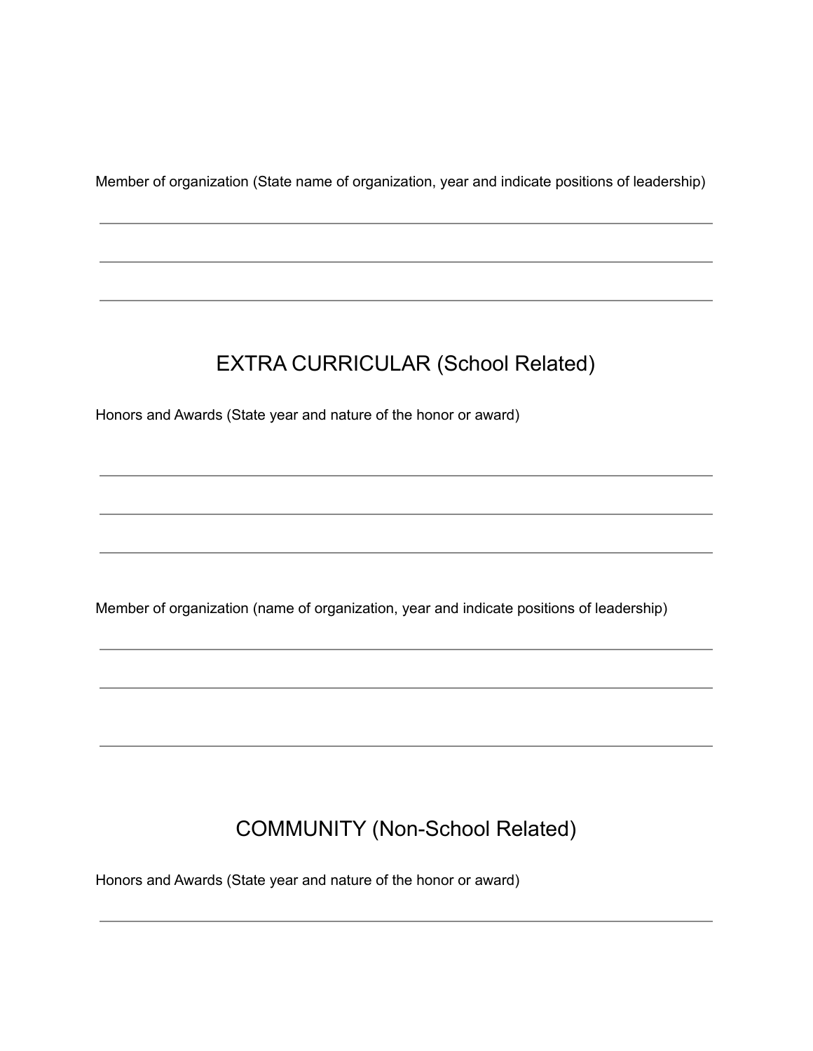Member of organization (State name of organization, year and indicate positions of leadership)

\_\_\_\_\_\_\_\_\_\_\_\_\_\_\_\_\_\_\_\_\_\_\_\_\_\_\_\_\_\_\_\_\_\_\_\_\_\_\_\_\_\_\_\_\_\_\_\_\_\_\_\_\_\_\_\_\_\_\_\_

\_\_\_\_\_\_\_\_\_\_\_\_\_\_\_\_\_\_\_\_\_\_\_\_\_\_\_\_\_\_\_\_\_\_\_\_\_\_\_\_\_\_\_\_\_\_\_\_\_\_\_\_\_\_\_\_\_\_\_\_

\_\_\_\_\_\_\_\_\_\_\_\_\_\_\_\_\_\_\_\_\_\_\_\_\_\_\_\_\_\_\_\_\_\_\_\_\_\_\_\_\_\_\_\_\_\_\_\_\_\_\_\_\_\_\_\_\_\_\_\_

## EXTRA CURRICULAR (School Related)

Honors and Awards (State year and nature of the honor or award)

\_\_\_\_\_\_\_\_\_\_\_\_\_\_\_\_\_\_\_\_\_\_\_\_\_\_\_\_\_\_\_\_\_\_\_\_\_\_\_\_\_\_\_\_\_\_\_\_\_\_\_\_\_\_\_\_\_\_\_\_

\_\_\_\_\_\_\_\_\_\_\_\_\_\_\_\_\_\_\_\_\_\_\_\_\_\_\_\_\_\_\_\_\_\_\_\_\_\_\_\_\_\_\_\_\_\_\_\_\_\_\_\_\_\_\_\_\_\_\_\_

\_\_\_\_\_\_\_\_\_\_\_\_\_\_\_\_\_\_\_\_\_\_\_\_\_\_\_\_\_\_\_\_\_\_\_\_\_\_\_\_\_\_\_\_\_\_\_\_\_\_\_\_\_\_\_\_\_\_\_\_

Member of organization (name of organization, year and indicate positions of leadership)

\_\_\_\_\_\_\_\_\_\_\_\_\_\_\_\_\_\_\_\_\_\_\_\_\_\_\_\_\_\_\_\_\_\_\_\_\_\_\_\_\_\_\_\_\_\_\_\_\_\_\_\_\_\_\_\_\_\_\_\_

\_\_\_\_\_\_\_\_\_\_\_\_\_\_\_\_\_\_\_\_\_\_\_\_\_\_\_\_\_\_\_\_\_\_\_\_\_\_\_\_\_\_\_\_\_\_\_\_\_\_\_\_\_\_\_\_\_\_\_\_

\_\_\_\_\_\_\_\_\_\_\_\_\_\_\_\_\_\_\_\_\_\_\_\_\_\_\_\_\_\_\_\_\_\_\_\_\_\_\_\_\_\_\_\_\_\_\_\_\_\_\_\_\_\_\_\_\_\_\_\_

## COMMUNITY (Non-School Related)

Honors and Awards (State year and nature of the honor or award)

\_\_\_\_\_\_\_\_\_\_\_\_\_\_\_\_\_\_\_\_\_\_\_\_\_\_\_\_\_\_\_\_\_\_\_\_\_\_\_\_\_\_\_\_\_\_\_\_\_\_\_\_\_\_\_\_\_\_\_\_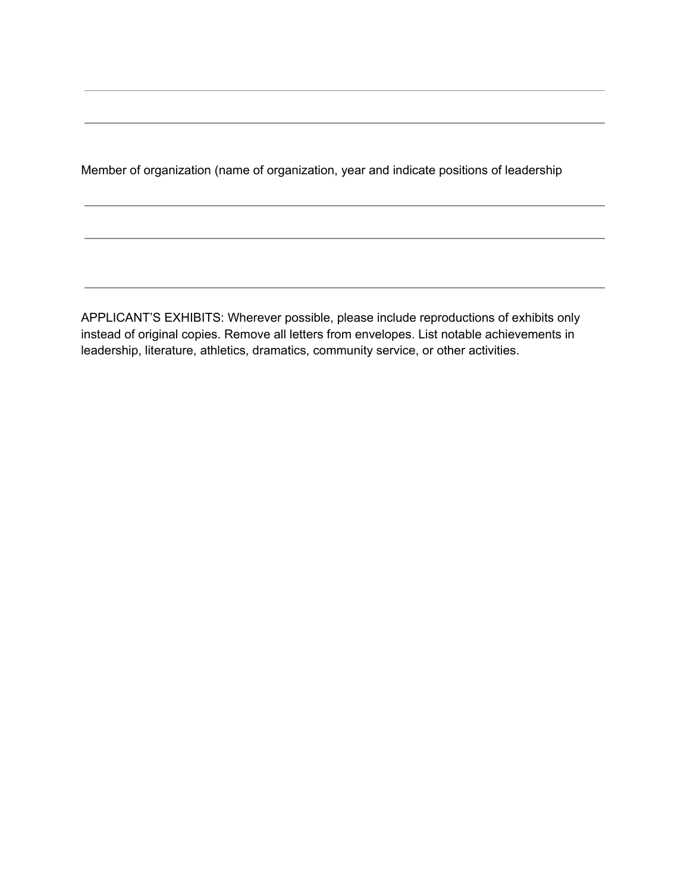Member of organization (name of organization, year and indicate positions of leadership

APPLICANT'S EXHIBITS: Wherever possible, please include reproductions of exhibits only instead of original copies. Remove all letters from envelopes. List notable achievements in leadership, literature, athletics, dramatics, community service, or other activities.